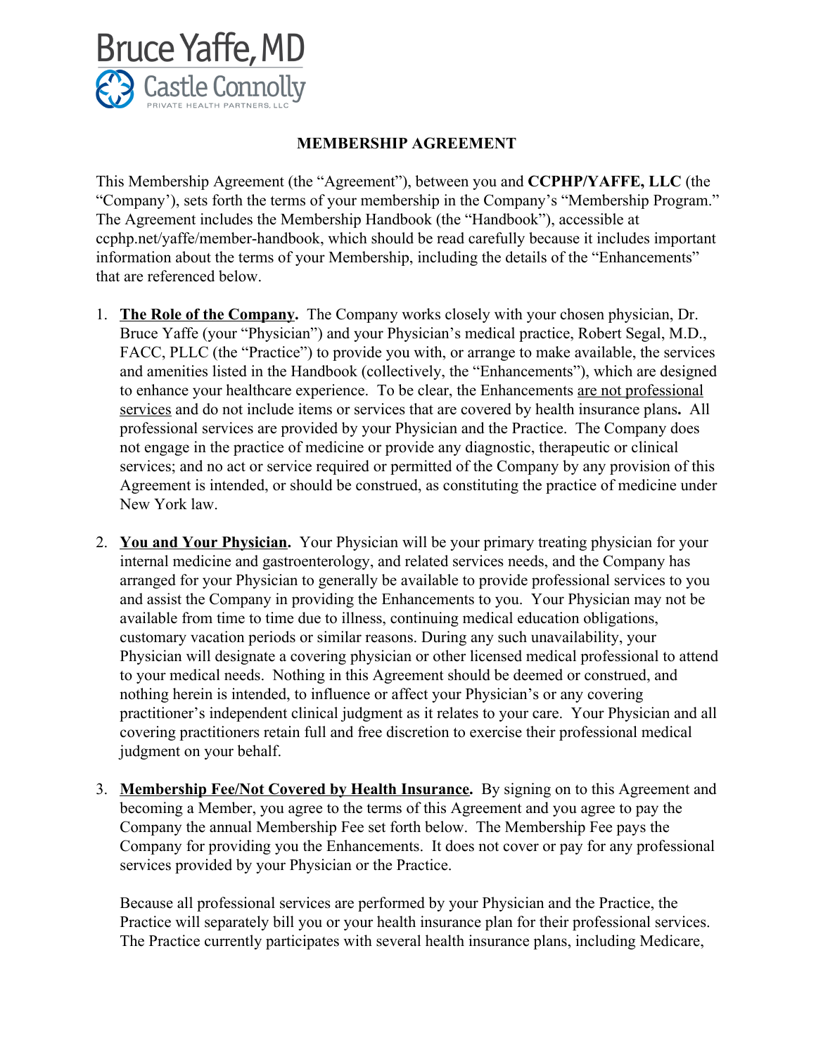Bruce Yaffe, MD

Castle Connolly

PRIVATE HEALTH PARTNERS, LLC

# MEMBERSHIP AGREEMENT

This Membership Agreement (the "Agreement"), between you and **CCPHP/YAFFE, LLC** (the "Company'), sets forth the terms of your membership in the Company's "Membership Program." The Agreement includes the Membership Handbook (the "Handbook"), accessible at ccphp.net/yaffe/member-handbook, which should be read carefully because it includes important information about the terms of your Membership, including the details of the "Enhancements" that are referenced below.

1. **The Role of the Company.** The Company works closely with your chosen physician, Dr. Bruce Yaffe (your "Physician") and your Physician's medical practice, Robert Segal, M.D., FACC, PLLC (the "Practice") to provide you with, or arrange to make available, the services and amenities listed in the Handbook (collectively, the "Enhancements"), which are designed to enhance your healthcare experience. To be clear, the Enhancements are not professional services and do not include items or services that are covered by health insurance plans**.** All professional services are provided by your Physician and the Practice. The Company does not engage in the practice of medicine or provide any diagnostic, therapeutic or clinical services; and no act or service required or permitted of the Company by any provision of this Agreement is intended, or should be construed, as constituting the practice of medicine under New York law.

2. **You and Your Physician.** Your Physician will be your primary treating physician for your internal medicine and gastroenterology, and related services needs, and the Company has arranged for your Physician to generally be available to provide professional services to you and assist the Company in providing the Enhancements to you. Your Physician may not be available from time to time due to illness, continuing medical education obligations, customary vacation periods or similar reasons. During any such unavailability, your Physician will designate a covering physician or other licensed medical professional to attend to your medical needs. Nothing in this Agreement should be deemed or construed, and nothing herein is intended, to influence or affect your Physician's or any covering practitioner's independent clinical judgment as it relates to your care. Your Physician and all covering practitioners retain full and free discretion to exercise their professional medical judgment on your behalf.

3. **Membership Fee/Not Covered by Health Insurance.** By signing on to this Agreement and becoming a Member, you agree to the terms of this Agreement and you agree to pay the Company the annual Membership Fee set forth below. The Membership Fee pays the Company for providing you the Enhancements. It does not cover or pay for any professional services provided by your Physician or the Practice.

   Because all professional services are performed by your Physician and the Practice, the Practice will separately bill you or your health insurance plan for their professional services. The Practice currently participates with several health insurance plans, including Medicare,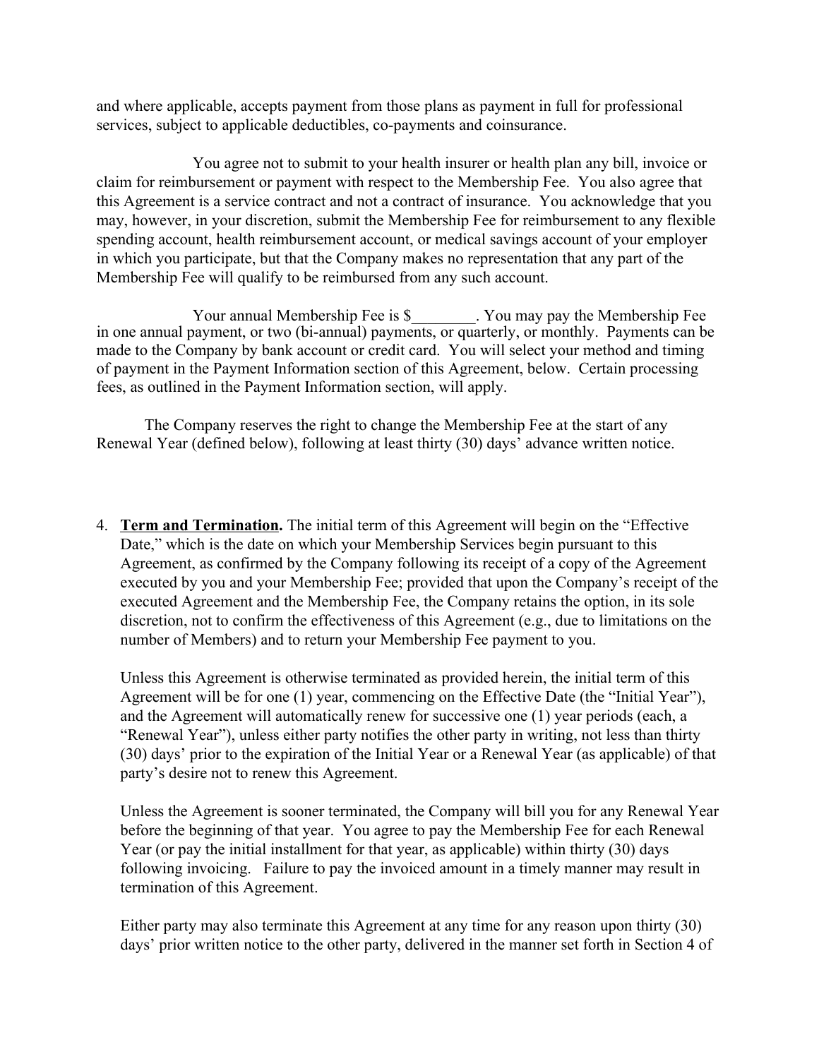and where applicable, accepts payment from those plans as payment in full for professional services, subject to applicable deductibles, co-payments and coinsurance.

You agree not to submit to your health insurer or health plan any bill, invoice or claim for reimbursement or payment with respect to the Membership Fee. You also agree that this Agreement is a service contract and not a contract of insurance. You acknowledge that you may, however, in your discretion, submit the Membership Fee for reimbursement to any flexible spending account, health reimbursement account, or medical savings account of your employer in which you participate, but that the Company makes no representation that any part of the Membership Fee will qualify to be reimbursed from any such account.

Your annual Membership Fee is $________. You may pay the Membership Fee in one annual payment, or two (bi-annual) payments, or quarterly, or monthly. Payments can be made to the Company by bank account or credit card. You will select your method and timing of payment in the Payment Information section of this Agreement, below. Certain processing fees, as outlined in the Payment Information section, will apply.

The Company reserves the right to change the Membership Fee at the start of any Renewal Year (defined below), following at least thirty (30) days' advance written notice.

4. **Term and Termination.** The initial term of this Agreement will begin on the "Effective Date," which is the date on which your Membership Services begin pursuant to this Agreement, as confirmed by the Company following its receipt of a copy of the Agreement executed by you and your Membership Fee; provided that upon the Company's receipt of the executed Agreement and the Membership Fee, the Company retains the option, in its sole discretion, not to confirm the effectiveness of this Agreement (e.g., due to limitations on the number of Members) and to return your Membership Fee payment to you.

   Unless this Agreement is otherwise terminated as provided herein, the initial term of this Agreement will be for one (1) year, commencing on the Effective Date (the "Initial Year"), and the Agreement will automatically renew for successive one (1) year periods (each, a "Renewal Year"), unless either party notifies the other party in writing, not less than thirty (30) days' prior to the expiration of the Initial Year or a Renewal Year (as applicable) of that party's desire not to renew this Agreement.

   Unless the Agreement is sooner terminated, the Company will bill you for any Renewal Year before the beginning of that year. You agree to pay the Membership Fee for each Renewal Year (or pay the initial installment for that year, as applicable) within thirty (30) days following invoicing. Failure to pay the invoiced amount in a timely manner may result in termination of this Agreement.

   Either party may also terminate this Agreement at any time for any reason upon thirty (30) days' prior written notice to the other party, delivered in the manner set forth in Section 4 of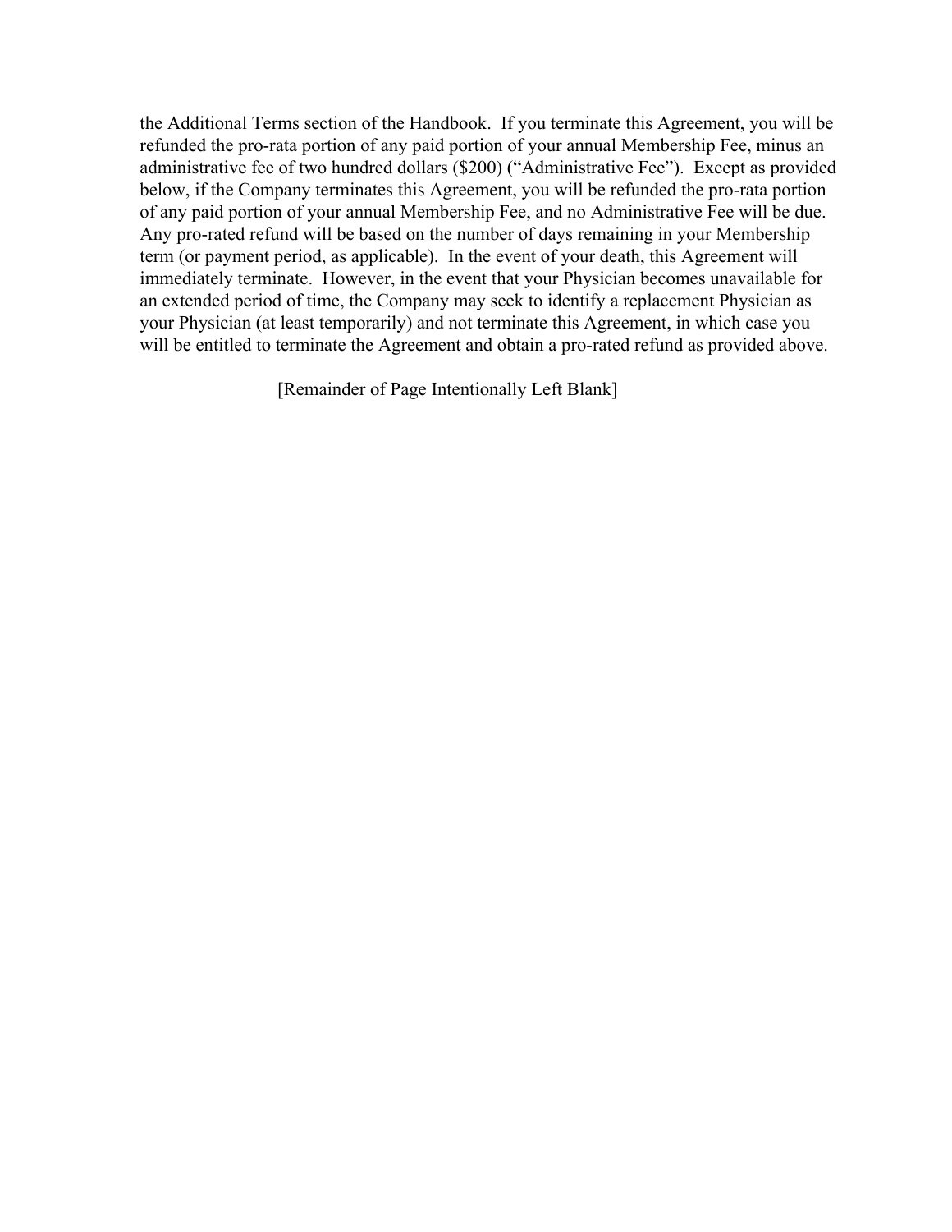the Additional Terms section of the Handbook. If you terminate this Agreement, you will be refunded the pro-rata portion of any paid portion of your annual Membership Fee, minus an administrative fee of two hundred dollars ($200) ("Administrative Fee"). Except as provided below, if the Company terminates this Agreement, you will be refunded the pro-rata portion of any paid portion of your annual Membership Fee, and no Administrative Fee will be due. Any pro-rated refund will be based on the number of days remaining in your Membership term (or payment period, as applicable). In the event of your death, this Agreement will immediately terminate. However, in the event that your Physician becomes unavailable for an extended period of time, the Company may seek to identify a replacement Physician as your Physician (at least temporarily) and not terminate this Agreement, in which case you will be entitled to terminate the Agreement and obtain a pro-rated refund as provided above.

[Remainder of Page Intentionally Left Blank]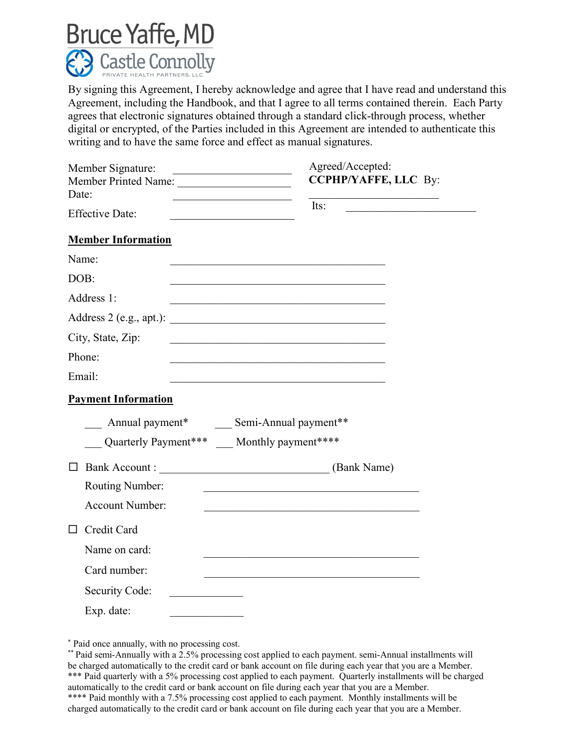Bruce Yaffe, MD

Castle Connolly

PRIVATE HEALTH PARTNERS, LLC

By signing this Agreement, I hereby acknowledge and agree that I have read and understand this Agreement, including the Handbook, and that I agree to all terms contained therein. Each Party agrees that electronic signatures obtained through a standard click-through process, whether digital or encrypted, of the Parties included in this Agreement are intended to authenticate this writing and to have the same force and effect as manual signatures.

Member Signature: ____________________

Member Printed Name: ____________________

Date: ____________________

Effective Date: ____________________

Agreed/Accepted:

**CCPHP/YAFFE, LLC** By: ____________________

Its: ____________________

**Member Information**

Name: ________________________________________

DOB: ________________________________________

Address 1: ________________________________________

Address 2 (e.g., apt.): ________________________________________

City, State, Zip: ________________________________________

Phone: ________________________________________

Email: ________________________________________

**Payment Information**

___ Annual payment* ___ Semi-Annual payment**

___ Quarterly Payment*** ___ Monthly payment****

☐ Bank Account : ______________________________ (Bank Name)

Routing Number: ________________________________________

Account Number: ________________________________________

☐ Credit Card

Name on card: ________________________________________

Card number: ________________________________________

Security Code: ____________

Exp. date: ____________

* Paid once annually, with no processing cost.

** Paid semi-Annually with a 2.5% processing cost applied to each payment. semi-Annual installments will be charged automatically to the credit card or bank account on file during each year that you are a Member.

*** Paid quarterly with a 5% processing cost applied to each payment. Quarterly installments will be charged automatically to the credit card or bank account on file during each year that you are a Member.

**** Paid monthly with a 7.5% processing cost applied to each payment. Monthly installments will be charged automatically to the credit card or bank account on file during each year that you are a Member.